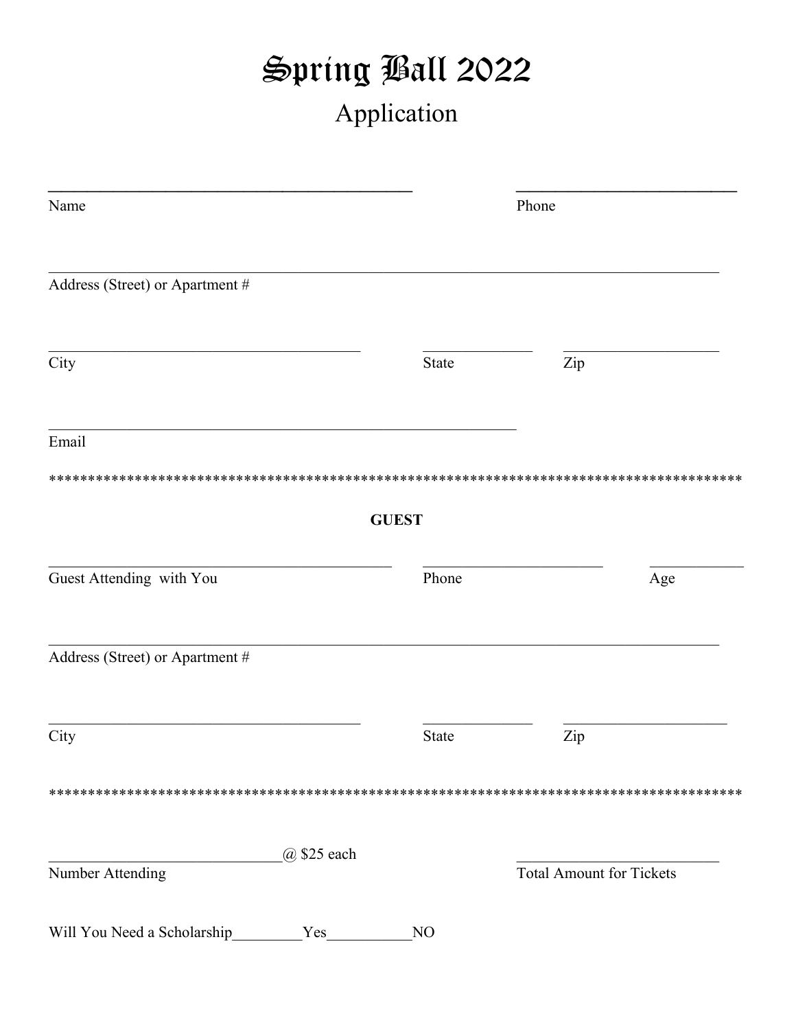# Spring Ball 2022

## Application

______________________________ ______________________________

Name Phone

______________________________________________________________

Address (Street) or Apartment #

______________________________ ______________ ______________

City State Zip

______________________________________________

Email

******************************************************************************************

**GUEST**

______________________________ ______________________ ____________

Guest Attending with You Phone Age

______________________________________________________________

Address (Street) or Apartment #

______________________________ ______________ ______________

City State Zip

******************************************************************************************

______________________@ $25 each ______________________

Number Attending Total Amount for Tickets

Will You Need a Scholarship_________Yes___________NO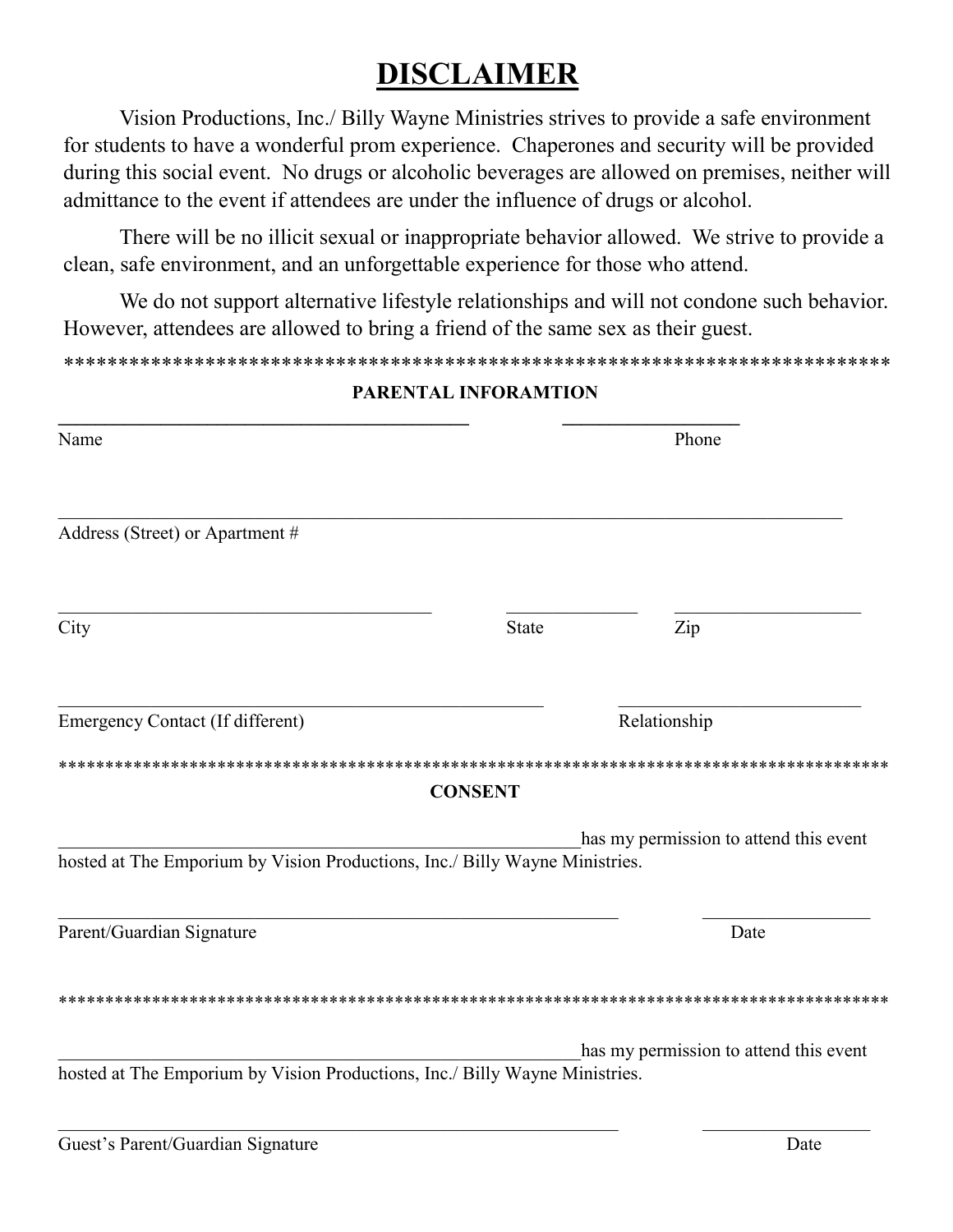# DISCLAIMER

Vision Productions, Inc./ Billy Wayne Ministries strives to provide a safe environment for students to have a wonderful prom experience. Chaperones and security will be provided during this social event. No drugs or alcoholic beverages are allowed on premises, neither will admittance to the event if attendees are under the influence of drugs or alcohol.

There will be no illicit sexual or inappropriate behavior allowed. We strive to provide a clean, safe environment, and an unforgettable experience for those who attend.

We do not support alternative lifestyle relationships and will not condone such behavior. However, attendees are allowed to bring a friend of the same sex as their guest.

******************************************************************************

**PARENTAL INFORAMTION**

______________________________________________ ____________________

Name Phone

_________________________________________________________________________________

Address (Street) or Apartment #

________________________________________ ______________ ____________________

City State Zip

____________________________________________________ __________________________

Emergency Contact (If different) Relationship

******************************************************************************************

**CONSENT**

________________________________________________________has my permission to attend this event hosted at The Emporium by Vision Productions, Inc./ Billy Wayne Ministries.

____________________________________________________________ __________________

Parent/Guardian Signature Date

******************************************************************************************

________________________________________________________has my permission to attend this event hosted at The Emporium by Vision Productions, Inc./ Billy Wayne Ministries.

____________________________________________________________ __________________

Guest's Parent/Guardian Signature Date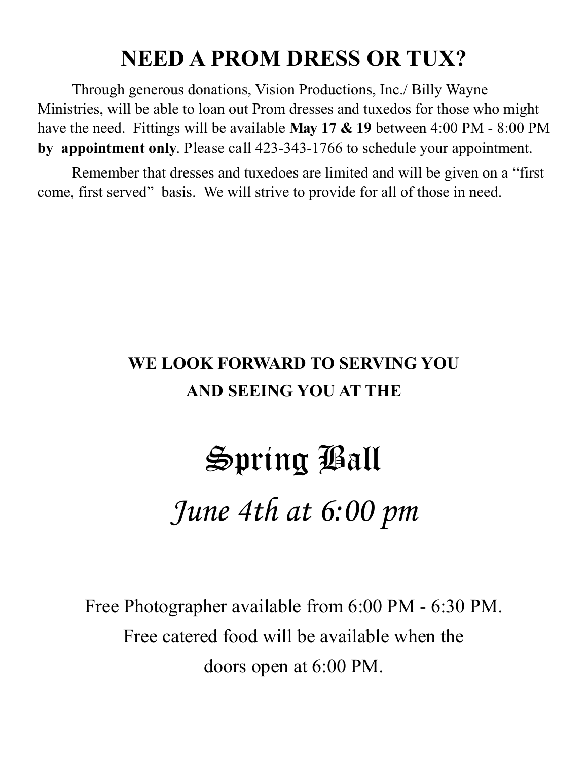# NEED A PROM DRESS OR TUX?

Through generous donations, Vision Productions, Inc./ Billy Wayne Ministries, will be able to loan out Prom dresses and tuxedos for those who might have the need. Fittings will be available **May 17 & 19** between 4:00 PM - 8:00 PM **by appointment only**. Please call 423-343-1766 to schedule your appointment.

Remember that dresses and tuxedoes are limited and will be given on a "first come, first served" basis. We will strive to provide for all of those in need.

**WE LOOK FORWARD TO SERVING YOU AND SEEING YOU AT THE**

# Spring Ball

*June 4th at 6:00 pm*

Free Photographer available from 6:00 PM - 6:30 PM.
Free catered food will be available when the doors open at 6:00 PM.